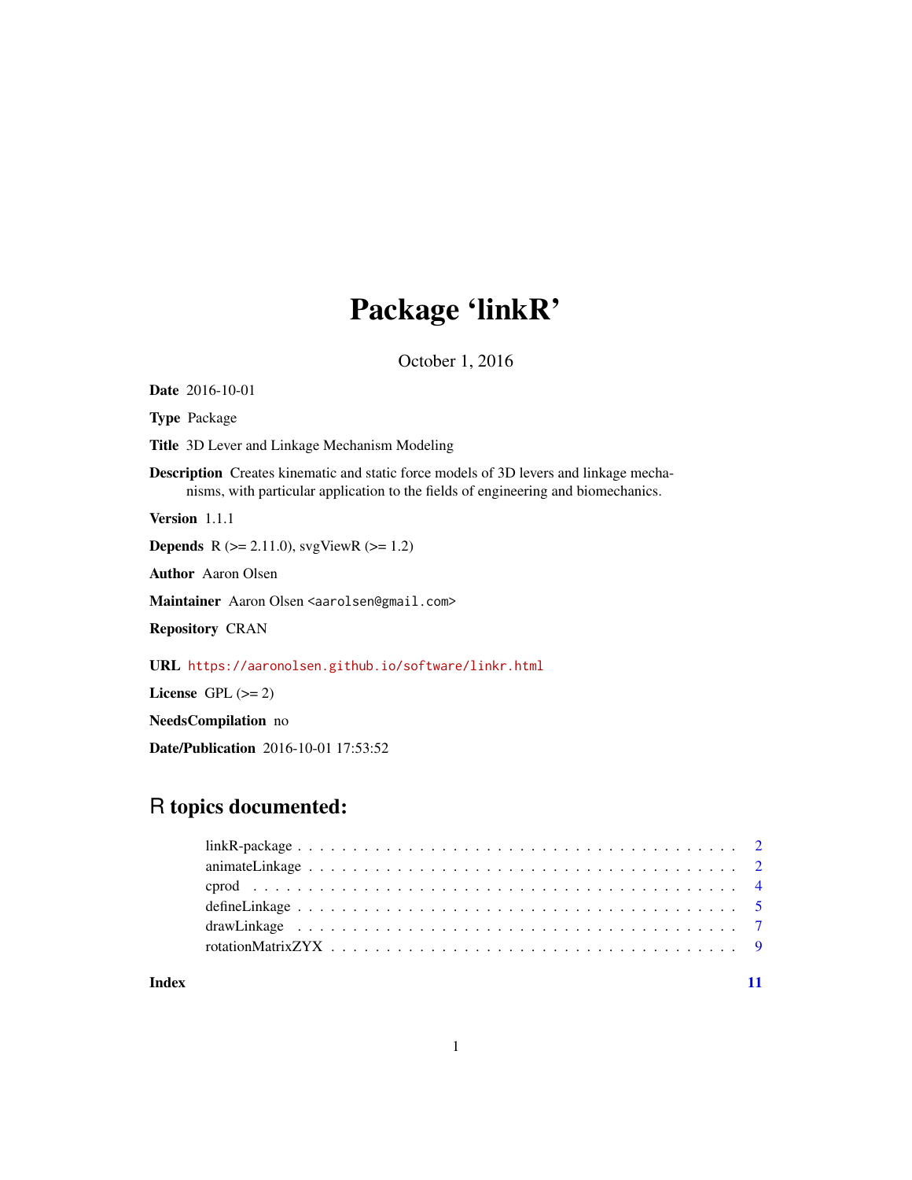# Package 'linkR'

October 1, 2016

**Date** 2016-10-01

**Type** Package

**Title** 3D Lever and Linkage Mechanism Modeling

**Description** Creates kinematic and static force models of 3D levers and linkage mechanisms, with particular application to the fields of engineering and biomechanics.

**Version** 1.1.1

**Depends** R (>= 2.11.0), svgViewR (>= 1.2)

**Author** Aaron Olsen

**Maintainer** Aaron Olsen <aarolsen@gmail.com>

**Repository** CRAN

**URL** https://aaronolsen.github.io/software/linkr.html

**License** GPL (>= 2)

**NeedsCompilation** no

**Date/Publication** 2016-10-01 17:53:52

## R topics documented:

- linkR-package . . . . . . . . . . . . . . . . . . . . . . . . . . . . . . . . . . . . . . 2
- animateLinkage . . . . . . . . . . . . . . . . . . . . . . . . . . . . . . . . . . . . . 2
- cprod . . . . . . . . . . . . . . . . . . . . . . . . . . . . . . . . . . . . . . . . . . 4
- defineLinkage . . . . . . . . . . . . . . . . . . . . . . . . . . . . . . . . . . . . . . 5
- drawLinkage . . . . . . . . . . . . . . . . . . . . . . . . . . . . . . . . . . . . . . 7
- rotationMatrixZYX . . . . . . . . . . . . . . . . . . . . . . . . . . . . . . . . . . . 9

**Index** 11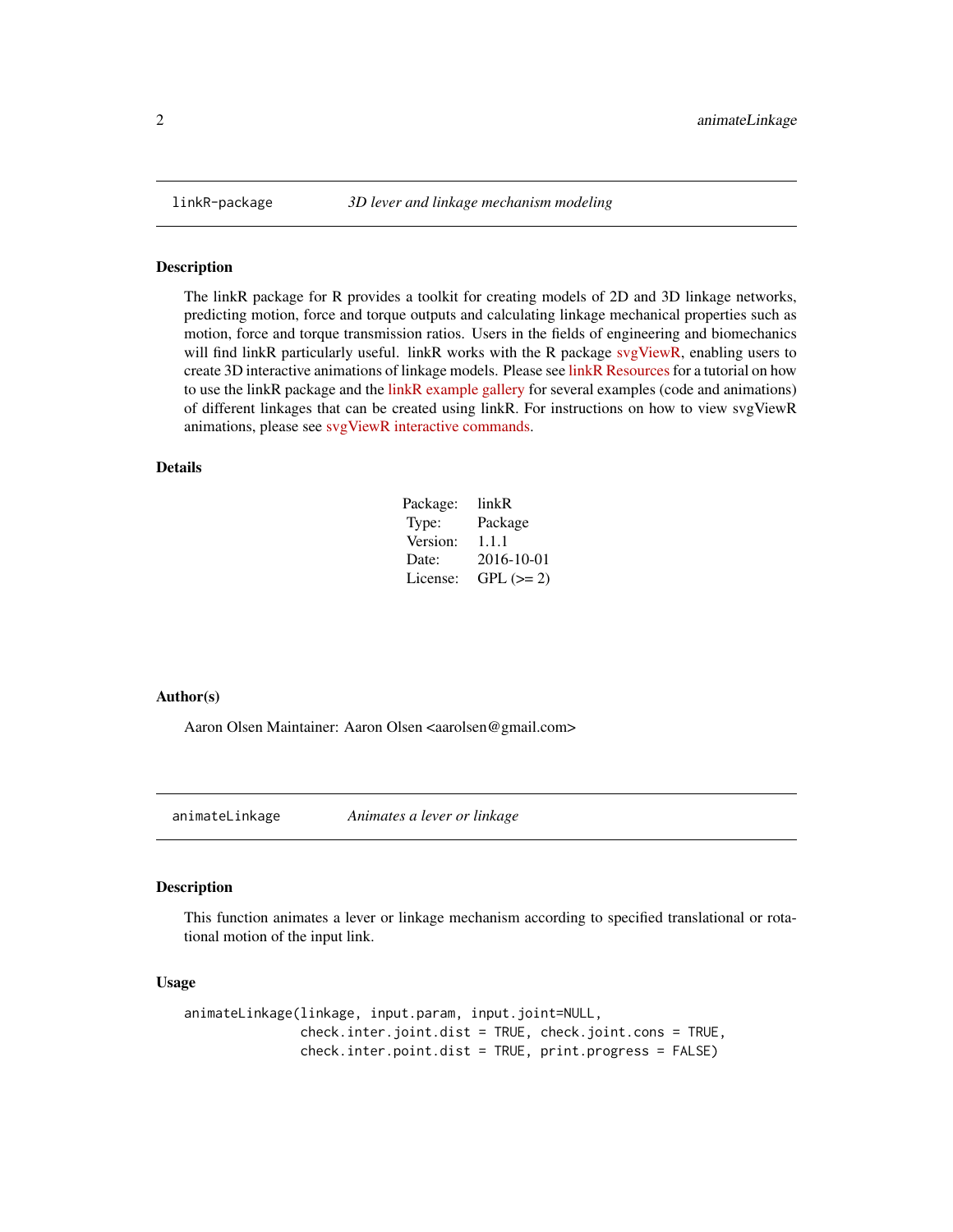## linkR-package — *3D lever and linkage mechanism modeling*

### Description

The linkR package for R provides a toolkit for creating models of 2D and 3D linkage networks, predicting motion, force and torque outputs and calculating linkage mechanical properties such as motion, force and torque transmission ratios. Users in the fields of engineering and biomechanics will find linkR particularly useful. linkR works with the R package svgViewR, enabling users to create 3D interactive animations of linkage models. Please see linkR Resources for a tutorial on how to use the linkR package and the linkR example gallery for several examples (code and animations) of different linkages that can be created using linkR. For instructions on how to view svgViewR animations, please see svgViewR interactive commands.

### Details

| | |
|---|---|
| Package: | linkR |
| Type: | Package |
| Version: | 1.1.1 |
| Date: | 2016-10-01 |
| License: | GPL (>= 2) |

### Author(s)

Aaron Olsen Maintainer: Aaron Olsen <aarolsen@gmail.com>

## animateLinkage — *Animates a lever or linkage*

### Description

This function animates a lever or linkage mechanism according to specified translational or rotational motion of the input link.

### Usage

```
animateLinkage(linkage, input.param, input.joint=NULL,
               check.inter.joint.dist = TRUE, check.joint.cons = TRUE,
               check.inter.point.dist = TRUE, print.progress = FALSE)
```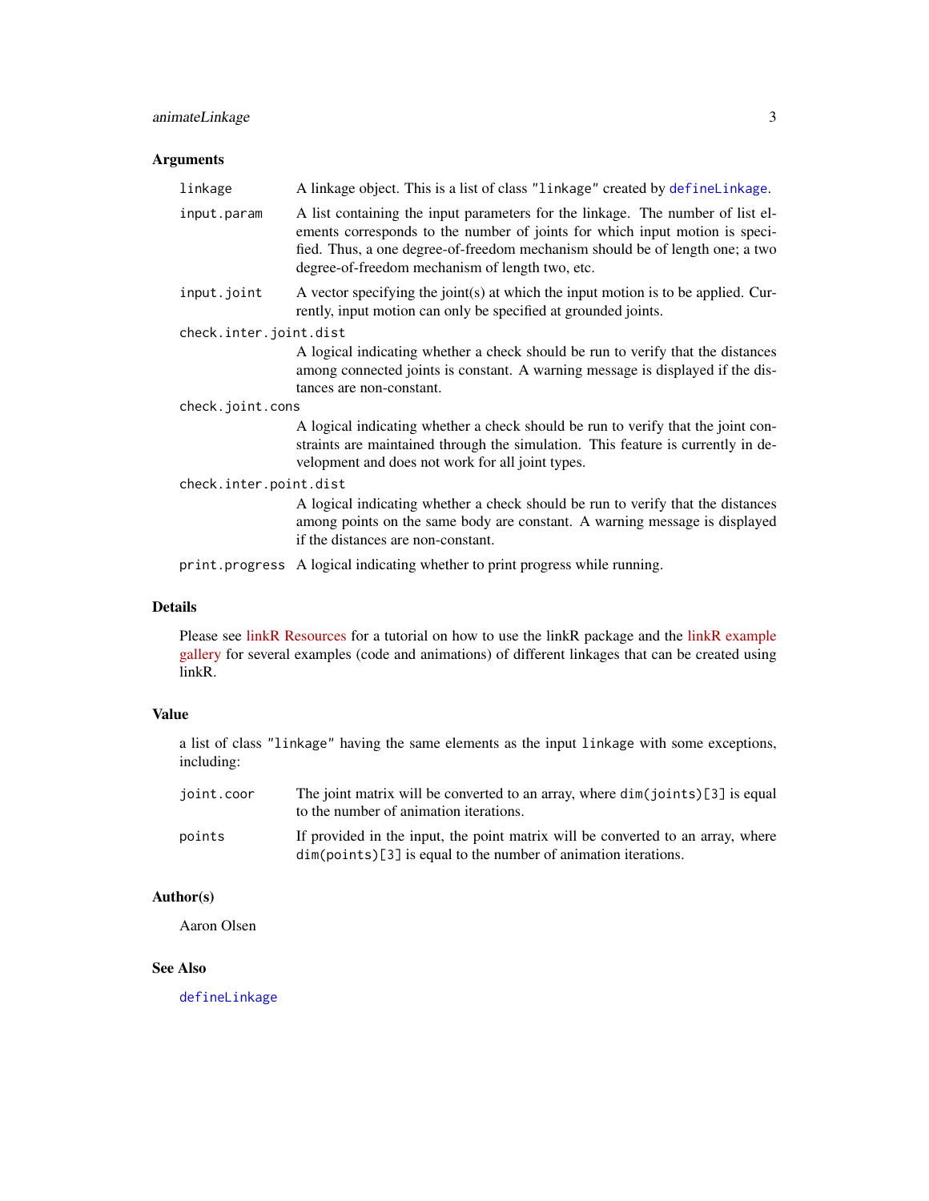## Arguments

| | |
|---|---|
| `linkage` | A linkage object. This is a list of class `"linkage"` created by `defineLinkage`. |
| `input.param` | A list containing the input parameters for the linkage. The number of list elements corresponds to the number of joints for which input motion is specified. Thus, a one degree-of-freedom mechanism should be of length one; a two degree-of-freedom mechanism of length two, etc. |
| `input.joint` | A vector specifying the joint(s) at which the input motion is to be applied. Currently, input motion can only be specified at grounded joints. |
| `check.inter.joint.dist` | A logical indicating whether a check should be run to verify that the distances among connected joints is constant. A warning message is displayed if the distances are non-constant. |
| `check.joint.cons` | A logical indicating whether a check should be run to verify that the joint constraints are maintained through the simulation. This feature is currently in development and does not work for all joint types. |
| `check.inter.point.dist` | A logical indicating whether a check should be run to verify that the distances among points on the same body are constant. A warning message is displayed if the distances are non-constant. |
| `print.progress` | A logical indicating whether to print progress while running. |

## Details

Please see linkR Resources for a tutorial on how to use the linkR package and the linkR example gallery for several examples (code and animations) of different linkages that can be created using linkR.

## Value

a list of class `"linkage"` having the same elements as the input `linkage` with some exceptions, including:

| | |
|---|---|
| `joint.coor` | The joint matrix will be converted to an array, where `dim(joints)[3]` is equal to the number of animation iterations. |
| `points` | If provided in the input, the point matrix will be converted to an array, where `dim(points)[3]` is equal to the number of animation iterations. |

## Author(s)

Aaron Olsen

## See Also

`defineLinkage`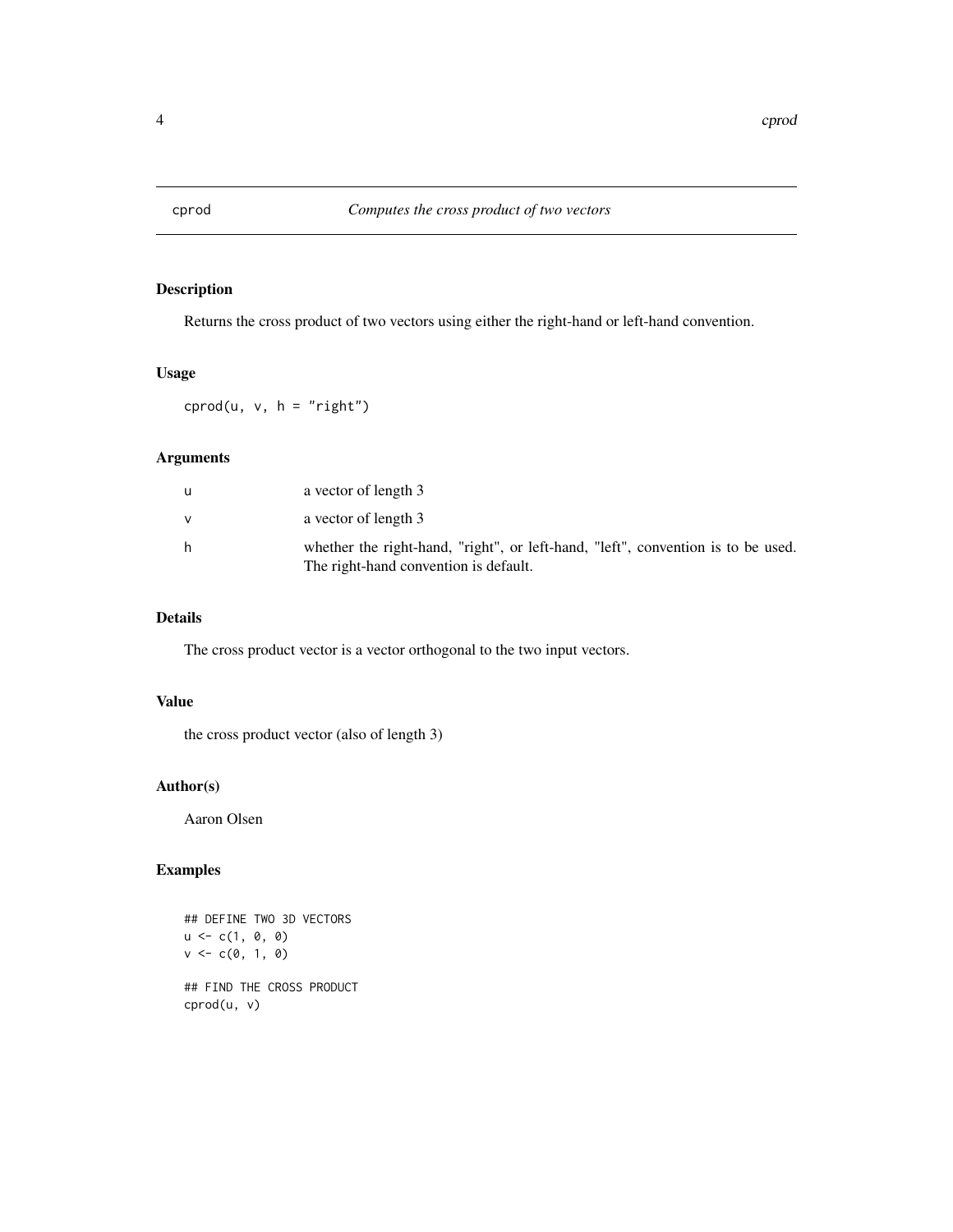# cprod — *Computes the cross product of two vectors*

## Description

Returns the cross product of two vectors using either the right-hand or left-hand convention.

## Usage

```
cprod(u, v, h = "right")
```

## Arguments

| | |
|---|---|
| u | a vector of length 3 |
| v | a vector of length 3 |
| h | whether the right-hand, "right", or left-hand, "left", convention is to be used. The right-hand convention is default. |

## Details

The cross product vector is a vector orthogonal to the two input vectors.

## Value

the cross product vector (also of length 3)

## Author(s)

Aaron Olsen

## Examples

```
## DEFINE TWO 3D VECTORS
u <- c(1, 0, 0)
v <- c(0, 1, 0)

## FIND THE CROSS PRODUCT
cprod(u, v)
```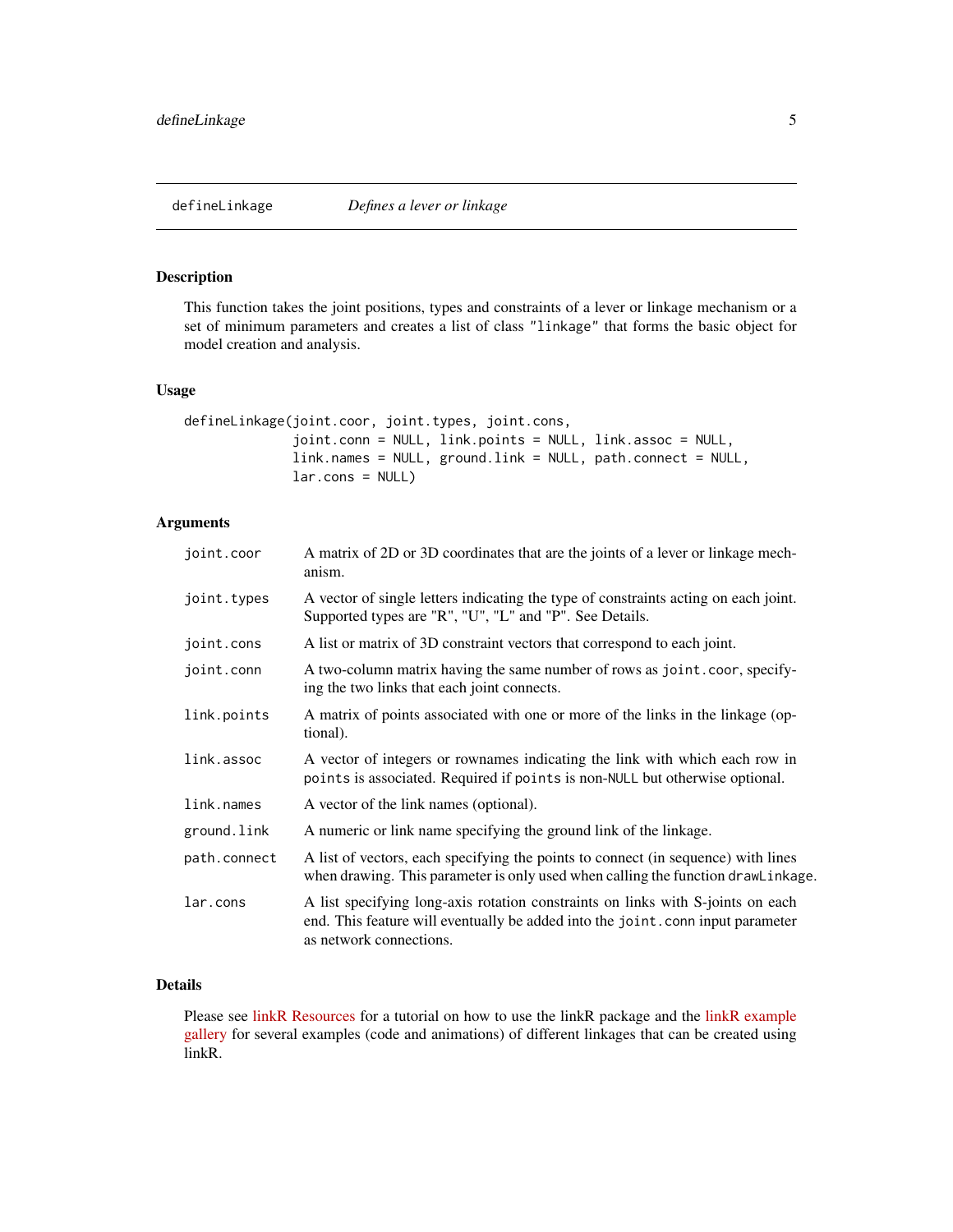## defineLinkage *Defines a lever or linkage*

### Description

This function takes the joint positions, types and constraints of a lever or linkage mechanism or a set of minimum parameters and creates a list of class "linkage" that forms the basic object for model creation and analysis.

### Usage

```
defineLinkage(joint.coor, joint.types, joint.cons,
              joint.conn = NULL, link.points = NULL, link.assoc = NULL,
              link.names = NULL, ground.link = NULL, path.connect = NULL,
              lar.cons = NULL)
```

### Arguments

| | |
|---|---|
| `joint.coor` | A matrix of 2D or 3D coordinates that are the joints of a lever or linkage mechanism. |
| `joint.types` | A vector of single letters indicating the type of constraints acting on each joint. Supported types are "R", "U", "L" and "P". See Details. |
| `joint.cons` | A list or matrix of 3D constraint vectors that correspond to each joint. |
| `joint.conn` | A two-column matrix having the same number of rows as `joint.coor`, specifying the two links that each joint connects. |
| `link.points` | A matrix of points associated with one or more of the links in the linkage (optional). |
| `link.assoc` | A vector of integers or rownames indicating the link with which each row in `points` is associated. Required if `points` is non-`NULL` but otherwise optional. |
| `link.names` | A vector of the link names (optional). |
| `ground.link` | A numeric or link name specifying the ground link of the linkage. |
| `path.connect` | A list of vectors, each specifying the points to connect (in sequence) with lines when drawing. This parameter is only used when calling the function `drawLinkage`. |
| `lar.cons` | A list specifying long-axis rotation constraints on links with S-joints on each end. This feature will eventually be added into the `joint.conn` input parameter as network connections. |

### Details

Please see linkR Resources for a tutorial on how to use the linkR package and the linkR example gallery for several examples (code and animations) of different linkages that can be created using linkR.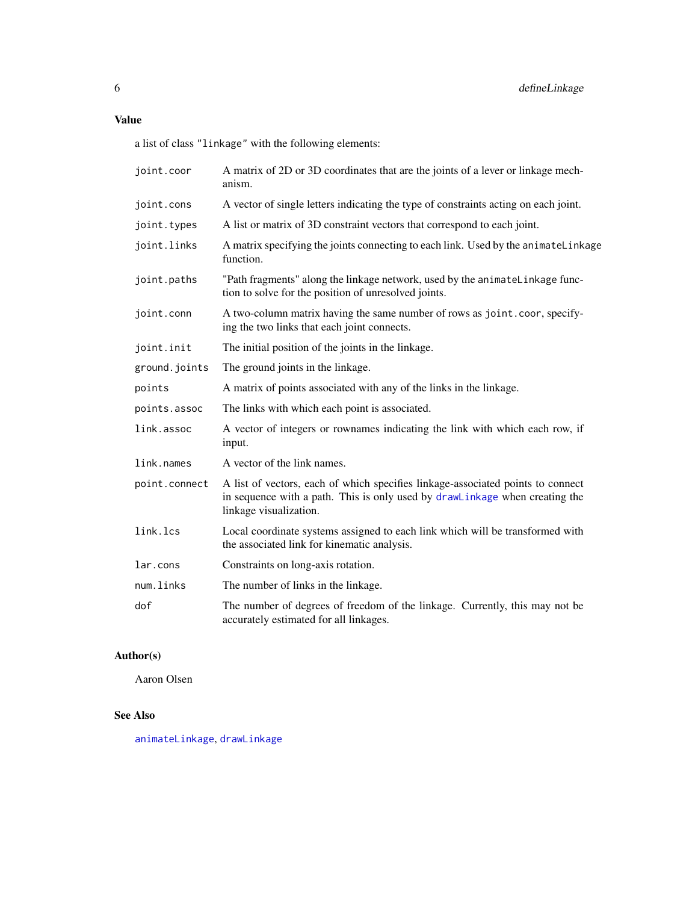## Value

a list of class "linkage" with the following elements:

| | |
|---|---|
| `joint.coor` | A matrix of 2D or 3D coordinates that are the joints of a lever or linkage mechanism. |
| `joint.cons` | A vector of single letters indicating the type of constraints acting on each joint. |
| `joint.types` | A list or matrix of 3D constraint vectors that correspond to each joint. |
| `joint.links` | A matrix specifying the joints connecting to each link. Used by the `animateLinkage` function. |
| `joint.paths` | "Path fragments" along the linkage network, used by the `animateLinkage` function to solve for the position of unresolved joints. |
| `joint.conn` | A two-column matrix having the same number of rows as `joint.coor`, specifying the two links that each joint connects. |
| `joint.init` | The initial position of the joints in the linkage. |
| `ground.joints` | The ground joints in the linkage. |
| `points` | A matrix of points associated with any of the links in the linkage. |
| `points.assoc` | The links with which each point is associated. |
| `link.assoc` | A vector of integers or rownames indicating the link with which each row, if input. |
| `link.names` | A vector of the link names. |
| `point.connect` | A list of vectors, each of which specifies linkage-associated points to connect in sequence with a path. This is only used by `drawLinkage` when creating the linkage visualization. |
| `link.lcs` | Local coordinate systems assigned to each link which will be transformed with the associated link for kinematic analysis. |
| `lar.cons` | Constraints on long-axis rotation. |
| `num.links` | The number of links in the linkage. |
| `dof` | The number of degrees of freedom of the linkage. Currently, this may not be accurately estimated for all linkages. |

## Author(s)

Aaron Olsen

## See Also

`animateLinkage`, `drawLinkage`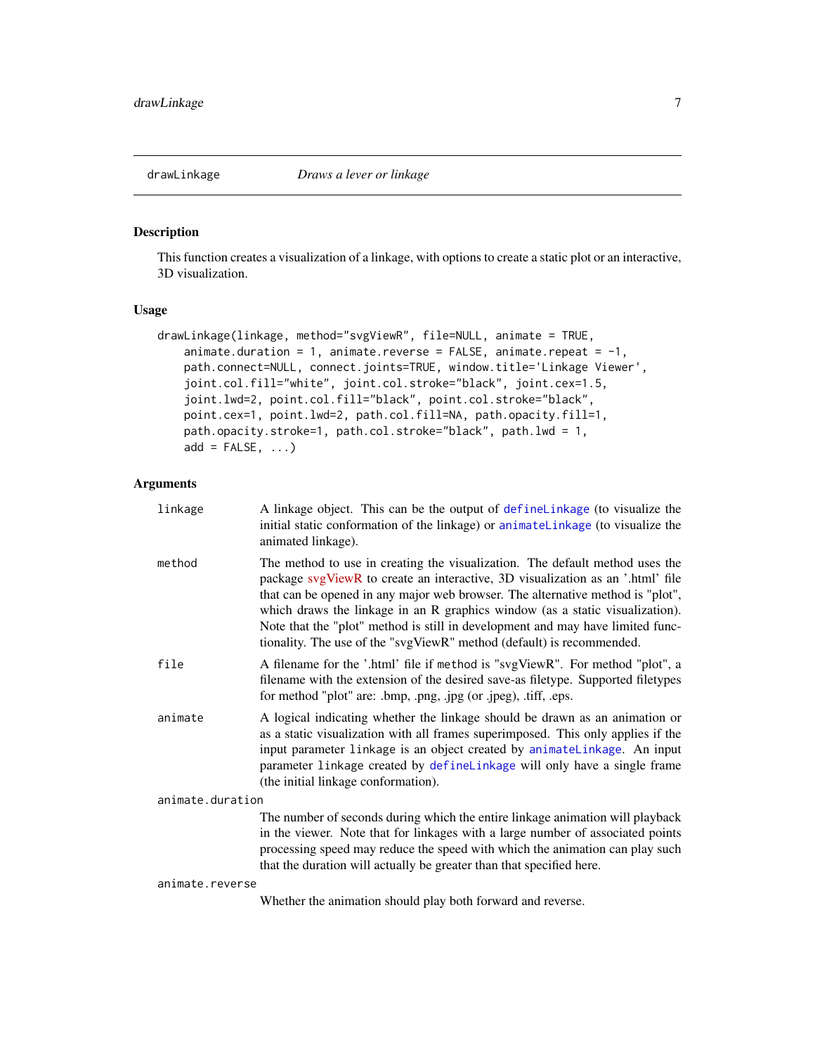drawLinkage *Draws a lever or linkage*

## Description

This function creates a visualization of a linkage, with options to create a static plot or an interactive, 3D visualization.

## Usage

```
drawLinkage(linkage, method="svgViewR", file=NULL, animate = TRUE,
    animate.duration = 1, animate.reverse = FALSE, animate.repeat = -1,
    path.connect=NULL, connect.joints=TRUE, window.title='Linkage Viewer',
    joint.col.fill="white", joint.col.stroke="black", joint.cex=1.5,
    joint.lwd=2, point.col.fill="black", point.col.stroke="black",
    point.cex=1, point.lwd=2, path.col.fill=NA, path.opacity.fill=1,
    path.opacity.stroke=1, path.col.stroke="black", path.lwd = 1,
    add = FALSE, ...)
```

## Arguments

`linkage` A linkage object. This can be the output of `defineLinkage` (to visualize the initial static conformation of the linkage) or `animateLinkage` (to visualize the animated linkage).

`method` The method to use in creating the visualization. The default method uses the package svgViewR to create an interactive, 3D visualization as an '.html' file that can be opened in any major web browser. The alternative method is "plot", which draws the linkage in an R graphics window (as a static visualization). Note that the "plot" method is still in development and may have limited functionality. The use of the "svgViewR" method (default) is recommended.

`file` A filename for the '.html' file if `method` is "svgViewR". For method "plot", a filename with the extension of the desired save-as filetype. Supported filetypes for method "plot" are: .bmp, .png, .jpg (or .jpeg), .tiff, .eps.

`animate` A logical indicating whether the linkage should be drawn as an animation or as a static visualization with all frames superimposed. This only applies if the input parameter `linkage` is an object created by `animateLinkage`. An input parameter `linkage` created by `defineLinkage` will only have a single frame (the initial linkage conformation).

`animate.duration` The number of seconds during which the entire linkage animation will playback in the viewer. Note that for linkages with a large number of associated points processing speed may reduce the speed with which the animation can play such that the duration will actually be greater than that specified here.

`animate.reverse` Whether the animation should play both forward and reverse.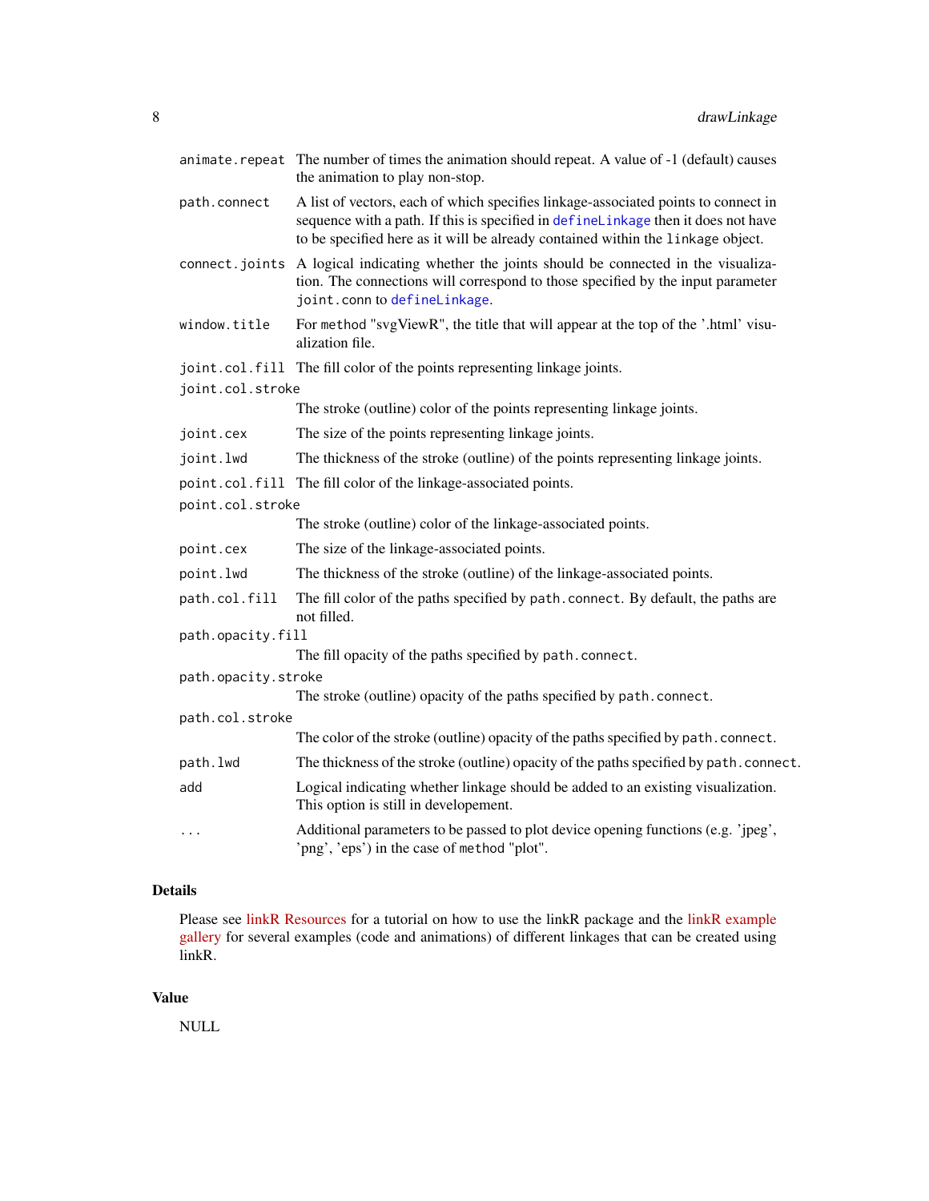| | |
|---|---|
| `animate.repeat` | The number of times the animation should repeat. A value of -1 (default) causes the animation to play non-stop. |
| `path.connect` | A list of vectors, each of which specifies linkage-associated points to connect in sequence with a path. If this is specified in `defineLinkage` then it does not have to be specified here as it will be already contained within the `linkage` object. |
| `connect.joints` | A logical indicating whether the joints should be connected in the visualization. The connections will correspond to those specified by the input parameter `joint.conn` to `defineLinkage`. |
| `window.title` | For `method` "svgViewR", the title that will appear at the top of the '.html' visualization file. |
| `joint.col.fill` | The fill color of the points representing linkage joints. |
| `joint.col.stroke` | The stroke (outline) color of the points representing linkage joints. |
| `joint.cex` | The size of the points representing linkage joints. |
| `joint.lwd` | The thickness of the stroke (outline) of the points representing linkage joints. |
| `point.col.fill` | The fill color of the linkage-associated points. |
| `point.col.stroke` | The stroke (outline) color of the linkage-associated points. |
| `point.cex` | The size of the linkage-associated points. |
| `point.lwd` | The thickness of the stroke (outline) of the linkage-associated points. |
| `path.col.fill` | The fill color of the paths specified by `path.connect`. By default, the paths are not filled. |
| `path.opacity.fill` | The fill opacity of the paths specified by `path.connect`. |
| `path.opacity.stroke` | The stroke (outline) opacity of the paths specified by `path.connect`. |
| `path.col.stroke` | The color of the stroke (outline) opacity of the paths specified by `path.connect`. |
| `path.lwd` | The thickness of the stroke (outline) opacity of the paths specified by `path.connect`. |
| `add` | Logical indicating whether linkage should be added to an existing visualization. This option is still in developement. |
| `...` | Additional parameters to be passed to plot device opening functions (e.g. 'jpeg', 'png', 'eps') in the case of `method` "plot". |

## Details

Please see linkR Resources for a tutorial on how to use the linkR package and the linkR example gallery for several examples (code and animations) of different linkages that can be created using linkR.

## Value

NULL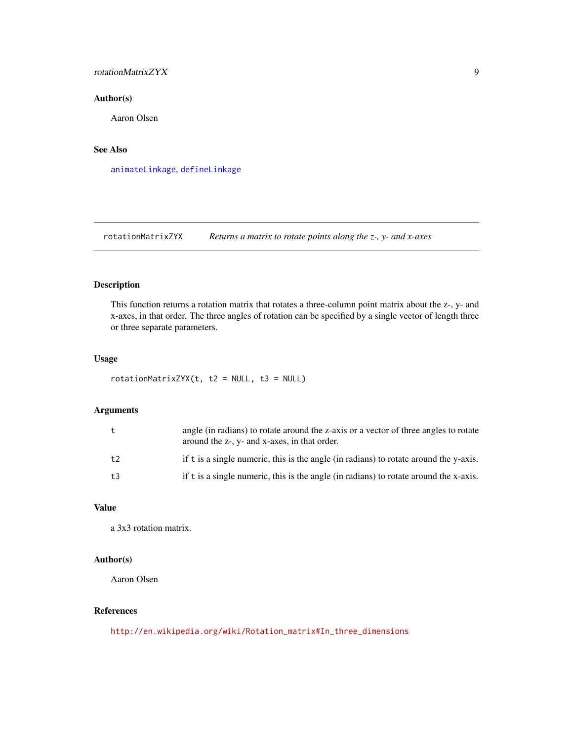## Author(s)

Aaron Olsen

## See Also

`animateLinkage`, `defineLinkage`

---

# rotationMatrixZYX — *Returns a matrix to rotate points along the z-, y- and x-axes*

## Description

This function returns a rotation matrix that rotates a three-column point matrix about the z-, y- and x-axes, in that order. The three angles of rotation can be specified by a single vector of length three or three separate parameters.

## Usage

```
rotationMatrixZYX(t, t2 = NULL, t3 = NULL)
```

## Arguments

| | |
|---|---|
| `t` | angle (in radians) to rotate around the z-axis or a vector of three angles to rotate around the z-, y- and x-axes, in that order. |
| `t2` | if `t` is a single numeric, this is the angle (in radians) to rotate around the y-axis. |
| `t3` | if `t` is a single numeric, this is the angle (in radians) to rotate around the x-axis. |

## Value

a 3x3 rotation matrix.

## Author(s)

Aaron Olsen

## References

http://en.wikipedia.org/wiki/Rotation_matrix#In_three_dimensions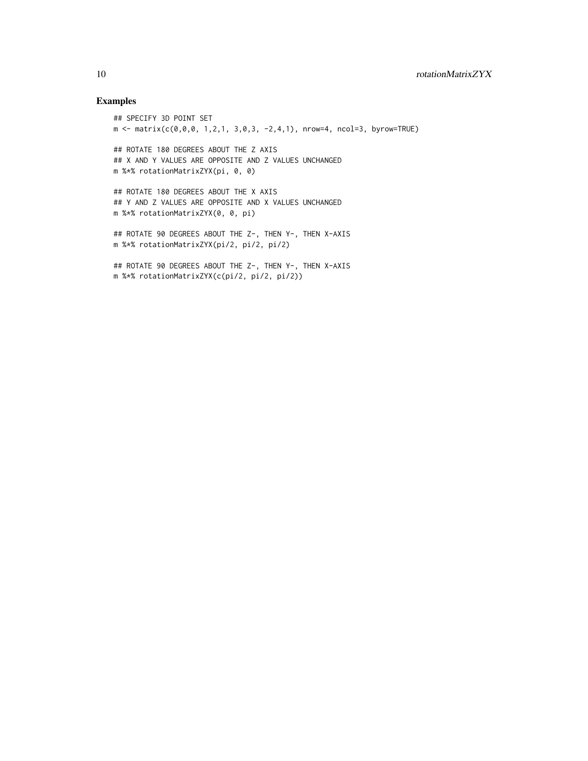## Examples

```
## SPECIFY 3D POINT SET
m <- matrix(c(0,0,0, 1,2,1, 3,0,3, -2,4,1), nrow=4, ncol=3, byrow=TRUE)

## ROTATE 180 DEGREES ABOUT THE Z AXIS
## X AND Y VALUES ARE OPPOSITE AND Z VALUES UNCHANGED
m %*% rotationMatrixZYX(pi, 0, 0)

## ROTATE 180 DEGREES ABOUT THE X AXIS
## Y AND Z VALUES ARE OPPOSITE AND X VALUES UNCHANGED
m %*% rotationMatrixZYX(0, 0, pi)

## ROTATE 90 DEGREES ABOUT THE Z-, THEN Y-, THEN X-AXIS
m %*% rotationMatrixZYX(pi/2, pi/2, pi/2)

## ROTATE 90 DEGREES ABOUT THE Z-, THEN Y-, THEN X-AXIS
m %*% rotationMatrixZYX(c(pi/2, pi/2, pi/2))
```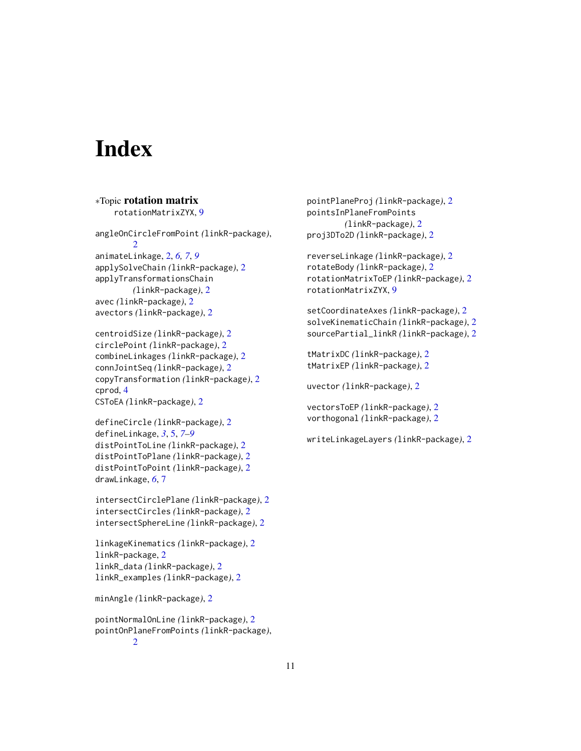# Index

∗Topic **rotation matrix**
rotationMatrixZYX, 9

angleOnCircleFromPoint *(*linkR-package*)*, 2
animateLinkage, 2, *6*, *7*, *9*
applySolveChain *(*linkR-package*)*, 2
applyTransformationsChain *(*linkR-package*)*, 2
avec *(*linkR-package*)*, 2
avectors *(*linkR-package*)*, 2

centroidSize *(*linkR-package*)*, 2
circlePoint *(*linkR-package*)*, 2
combineLinkages *(*linkR-package*)*, 2
connJointSeq *(*linkR-package*)*, 2
copyTransformation *(*linkR-package*)*, 2
cprod, 4
CSToEA *(*linkR-package*)*, 2

defineCircle *(*linkR-package*)*, 2
defineLinkage, *3*, 5, *7–9*
distPointToLine *(*linkR-package*)*, 2
distPointToPlane *(*linkR-package*)*, 2
distPointToPoint *(*linkR-package*)*, 2
drawLinkage, *6*, 7

intersectCirclePlane *(*linkR-package*)*, 2
intersectCircles *(*linkR-package*)*, 2
intersectSphereLine *(*linkR-package*)*, 2

linkageKinematics *(*linkR-package*)*, 2
linkR-package, 2
linkR_data *(*linkR-package*)*, 2
linkR_examples *(*linkR-package*)*, 2

minAngle *(*linkR-package*)*, 2

pointNormalOnLine *(*linkR-package*)*, 2
pointOnPlaneFromPoints *(*linkR-package*)*, 2
pointPlaneProj *(*linkR-package*)*, 2
pointsInPlaneFromPoints *(*linkR-package*)*, 2
proj3DTo2D *(*linkR-package*)*, 2

reverseLinkage *(*linkR-package*)*, 2
rotateBody *(*linkR-package*)*, 2
rotationMatrixToEP *(*linkR-package*)*, 2
rotationMatrixZYX, 9

setCoordinateAxes *(*linkR-package*)*, 2
solveKinematicChain *(*linkR-package*)*, 2
sourcePartial_linkR *(*linkR-package*)*, 2

tMatrixDC *(*linkR-package*)*, 2
tMatrixEP *(*linkR-package*)*, 2

uvector *(*linkR-package*)*, 2

vectorsToEP *(*linkR-package*)*, 2
vorthogonal *(*linkR-package*)*, 2

writeLinkageLayers *(*linkR-package*)*, 2